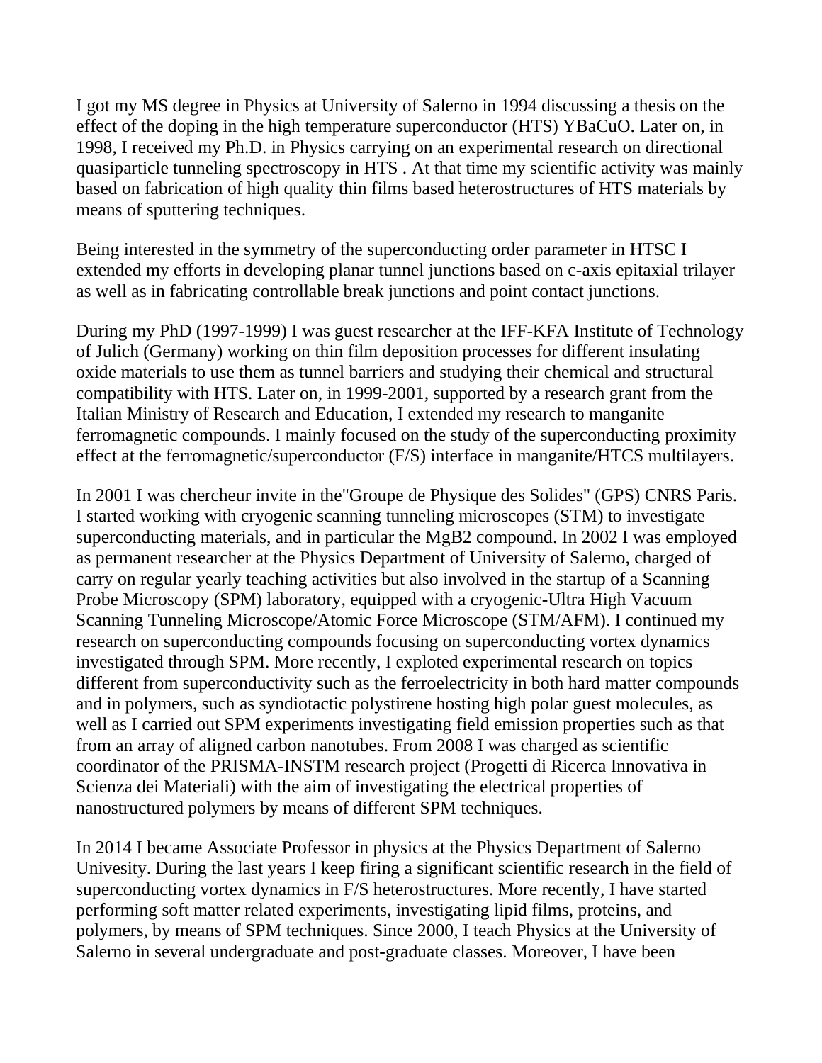I got my MS degree in Physics at University of Salerno in 1994 discussing a thesis on the effect of the doping in the high temperature superconductor (HTS) YBaCuO. Later on, in 1998, I received my Ph.D. in Physics carrying on an experimental research on directional quasiparticle tunneling spectroscopy in HTS . At that time my scientific activity was mainly based on fabrication of high quality thin films based heterostructures of HTS materials by means of sputtering techniques.

Being interested in the symmetry of the superconducting order parameter in HTSC I extended my efforts in developing planar tunnel junctions based on c-axis epitaxial trilayer as well as in fabricating controllable break junctions and point contact junctions.

During my PhD (1997-1999) I was guest researcher at the IFF-KFA Institute of Technology of Julich (Germany) working on thin film deposition processes for different insulating oxide materials to use them as tunnel barriers and studying their chemical and structural compatibility with HTS. Later on, in 1999-2001, supported by a research grant from the Italian Ministry of Research and Education, I extended my research to manganite ferromagnetic compounds. I mainly focused on the study of the superconducting proximity effect at the ferromagnetic/superconductor (F/S) interface in manganite/HTCS multilayers.

In 2001 I was chercheur invite in the"Groupe de Physique des Solides" (GPS) CNRS Paris. I started working with cryogenic scanning tunneling microscopes (STM) to investigate superconducting materials, and in particular the $MgB_2$ compound. In 2002 I was employed as permanent researcher at the Physics Department of University of Salerno, charged of carry on regular yearly teaching activities but also involved in the startup of a Scanning Probe Microscopy (SPM) laboratory, equipped with a cryogenic-Ultra High Vacuum Scanning Tunneling Microscope/Atomic Force Microscope (STM/AFM). I continued my research on superconducting compounds focusing on superconducting vortex dynamics investigated through SPM. More recently, I exploted experimental research on topics different from superconductivity such as the ferroelectricity in both hard matter compounds and in polymers, such as syndiotactic polystirene hosting high polar guest molecules, as well as I carried out SPM experiments investigating field emission properties such as that from an array of aligned carbon nanotubes. From 2008 I was charged as scientific coordinator of the PRISMA-INSTM research project (Progetti di Ricerca Innovativa in Scienza dei Materiali) with the aim of investigating the electrical properties of nanostructured polymers by means of different SPM techniques.

In 2014 I became Associate Professor in physics at the Physics Department of Salerno Univesity. During the last years I keep firing a significant scientific research in the field of superconducting vortex dynamics in F/S heterostructures. More recently, I have started performing soft matter related experiments, investigating lipid films, proteins, and polymers, by means of SPM techniques. Since 2000, I teach Physics at the University of Salerno in several undergraduate and post-graduate classes. Moreover, I have been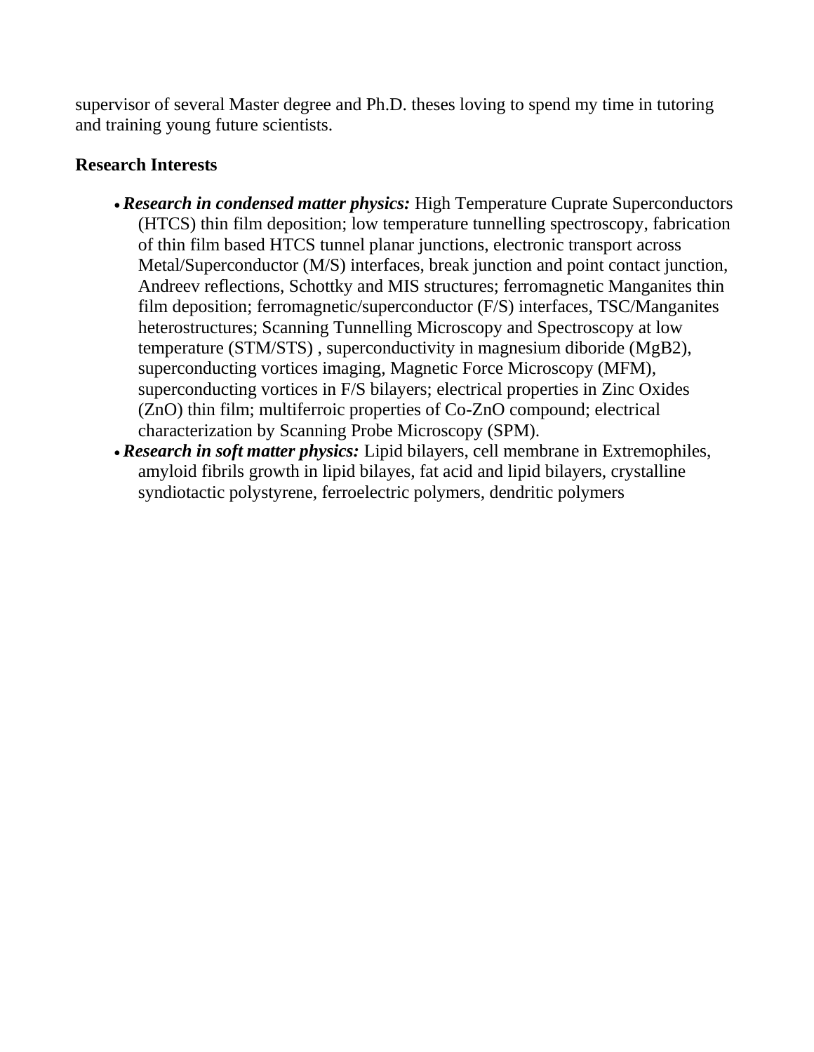supervisor of several Master degree and Ph.D. theses loving to spend my time in tutoring and training young future scientists.

## Research Interests

- ***Research in condensed matter physics:*** High Temperature Cuprate Superconductors (HTCS) thin film deposition; low temperature tunnelling spectroscopy, fabrication of thin film based HTCS tunnel planar junctions, electronic transport across Metal/Superconductor (M/S) interfaces, break junction and point contact junction, Andreev reflections, Schottky and MIS structures; ferromagnetic Manganites thin film deposition; ferromagnetic/superconductor (F/S) interfaces, TSC/Manganites heterostructures; Scanning Tunnelling Microscopy and Spectroscopy at low temperature (STM/STS) , superconductivity in magnesium diboride ($MgB_2$), superconducting vortices imaging, Magnetic Force Microscopy (MFM), superconducting vortices in F/S bilayers; electrical properties in Zinc Oxides (ZnO) thin film; multiferroic properties of Co-ZnO compound; electrical characterization by Scanning Probe Microscopy (SPM).
- ***Research in soft matter physics:*** Lipid bilayers, cell membrane in Extremophiles, amyloid fibrils growth in lipid bilayes, fat acid and lipid bilayers, crystalline syndiotactic polystyrene, ferroelectric polymers, dendritic polymers